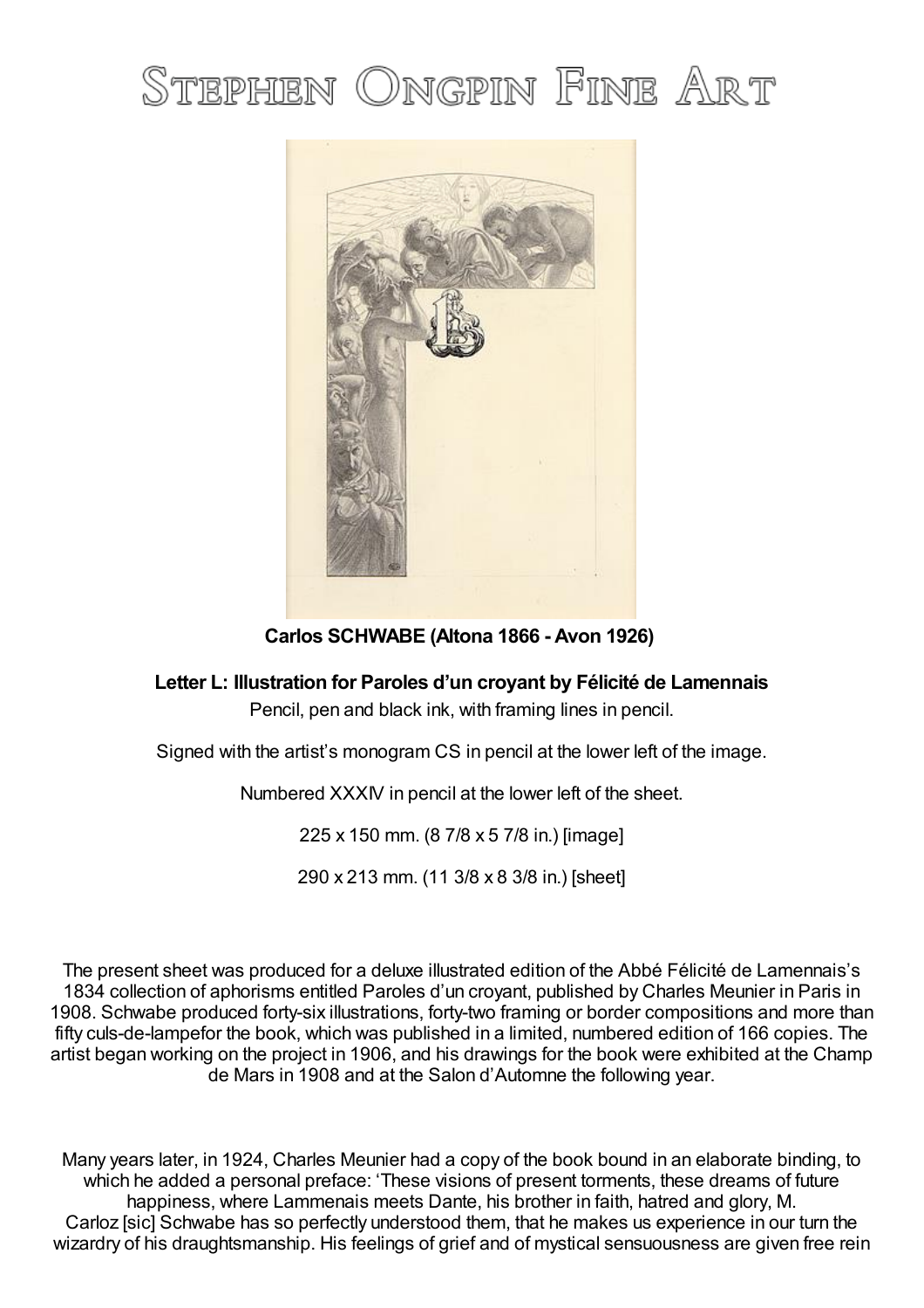# Stephen Ongpin Fine Art

**Carlos SCHWABE (Altona 1866 - Avon 1926)**

**Letter L: Illustration for Paroles d'un croyant by Félicité de Lamennais**

Pencil, pen and black ink, with framing lines in pencil.

Signed with the artist's monogram CS in pencil at the lower left of the image.

Numbered XXXIV in pencil at the lower left of the sheet.

225 x 150 mm. (8 7/8 x 5 7/8 in.) [image]

290 x 213 mm. (11 3/8 x 8 3/8 in.) [sheet]

The present sheet was produced for a deluxe illustrated edition of the Abbé Félicité de Lamennais's 1834 collection of aphorisms entitled Paroles d'un croyant, published by Charles Meunier in Paris in 1908. Schwabe produced forty-six illustrations, forty-two framing or border compositions and more than fifty culs-de-lampefor the book, which was published in a limited, numbered edition of 166 copies. The artist began working on the project in 1906, and his drawings for the book were exhibited at the Champ de Mars in 1908 and at the Salon d'Automne the following year.

Many years later, in 1924, Charles Meunier had a copy of the book bound in an elaborate binding, to which he added a personal preface: 'These visions of present torments, these dreams of future happiness, where Lammenais meets Dante, his brother in faith, hatred and glory, M. Carloz [sic] Schwabe has so perfectly understood them, that he makes us experience in our turn the wizardry of his draughtsmanship. His feelings of grief and of mystical sensuousness are given free rein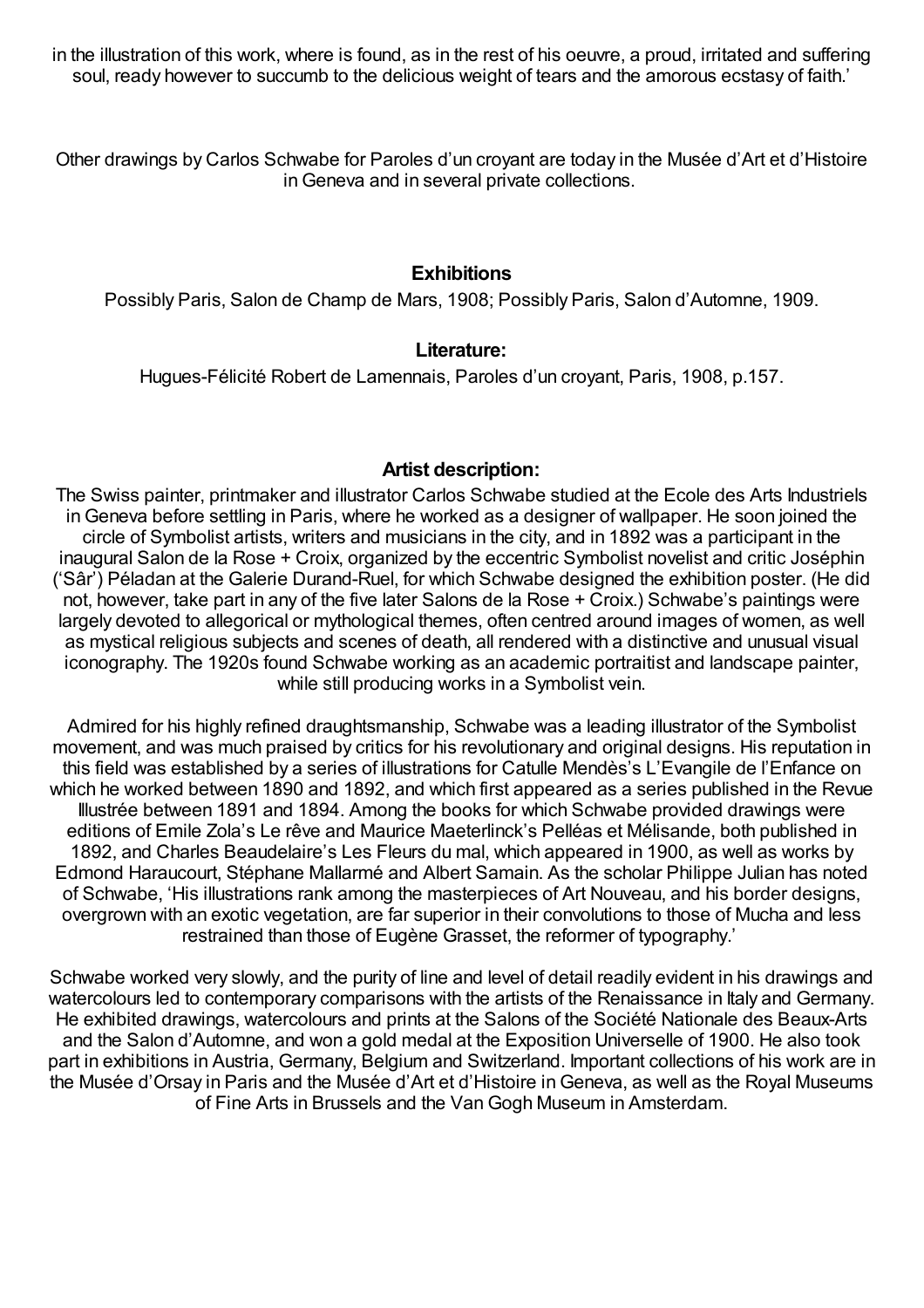in the illustration of this work, where is found, as in the rest of his oeuvre, a proud, irritated and suffering soul, ready however to succumb to the delicious weight of tears and the amorous ecstasy of faith.'

Other drawings by Carlos Schwabe for Paroles d'un croyant are today in the Musée d'Art et d'Histoire in Geneva and in several private collections.

**Exhibitions**

Possibly Paris, Salon de Champ de Mars, 1908; Possibly Paris, Salon d'Automne, 1909.

**Literature:**

Hugues-Félicité Robert de Lamennais, Paroles d'un croyant, Paris, 1908, p.157.

**Artist description:**

The Swiss painter, printmaker and illustrator Carlos Schwabe studied at the Ecole des Arts Industriels in Geneva before settling in Paris, where he worked as a designer of wallpaper. He soon joined the circle of Symbolist artists, writers and musicians in the city, and in 1892 was a participant in the inaugural Salon de la Rose + Croix, organized by the eccentric Symbolist novelist and critic Joséphin ('Sâr') Péladan at the Galerie Durand-Ruel, for which Schwabe designed the exhibition poster. (He did not, however, take part in any of the five later Salons de la Rose + Croix.) Schwabe's paintings were largely devoted to allegorical or mythological themes, often centred around images of women, as well as mystical religious subjects and scenes of death, all rendered with a distinctive and unusual visual iconography. The 1920s found Schwabe working as an academic portraitist and landscape painter, while still producing works in a Symbolist vein.

Admired for his highly refined draughtsmanship, Schwabe was a leading illustrator of the Symbolist movement, and was much praised by critics for his revolutionary and original designs. His reputation in this field was established by a series of illustrations for Catulle Mendès's L'Evangile de l'Enfance on which he worked between 1890 and 1892, and which first appeared as a series published in the Revue Illustrée between 1891 and 1894. Among the books for which Schwabe provided drawings were editions of Emile Zola's Le rêve and Maurice Maeterlinck's Pelléas et Mélisande, both published in 1892, and Charles Beaudelaire's Les Fleurs du mal, which appeared in 1900, as well as works by Edmond Haraucourt, Stéphane Mallarmé and Albert Samain. As the scholar Philippe Julian has noted of Schwabe, 'His illustrations rank among the masterpieces of Art Nouveau, and his border designs, overgrown with an exotic vegetation, are far superior in their convolutions to those of Mucha and less restrained than those of Eugène Grasset, the reformer of typography.'

Schwabe worked very slowly, and the purity of line and level of detail readily evident in his drawings and watercolours led to contemporary comparisons with the artists of the Renaissance in Italy and Germany. He exhibited drawings, watercolours and prints at the Salons of the Société Nationale des Beaux-Arts and the Salon d'Automne, and won a gold medal at the Exposition Universelle of 1900. He also took part in exhibitions in Austria, Germany, Belgium and Switzerland. Important collections of his work are in the Musée d'Orsay in Paris and the Musée d'Art et d'Histoire in Geneva, as well as the Royal Museums of Fine Arts in Brussels and the Van Gogh Museum in Amsterdam.